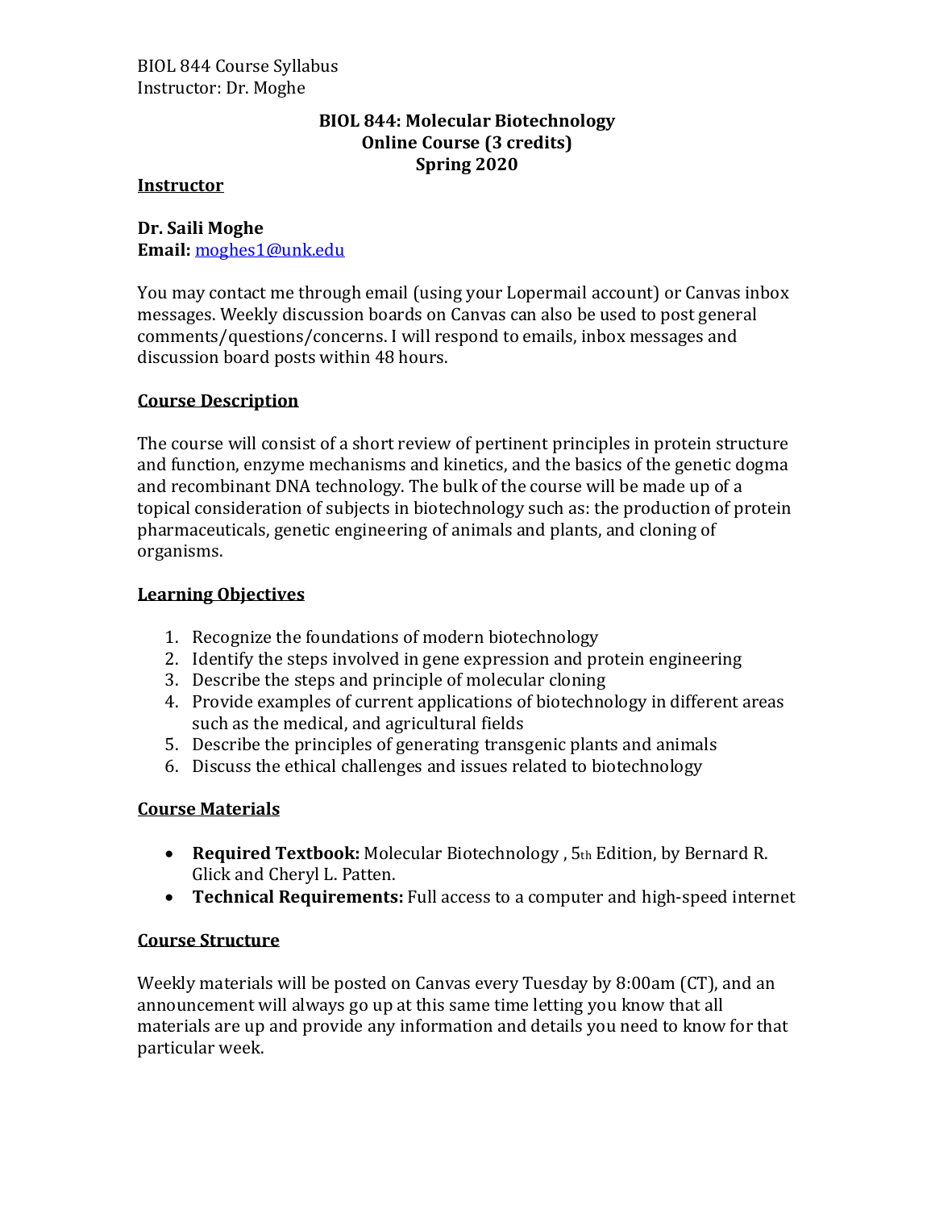BIOL 844 Course Syllabus
Instructor: Dr. Moghe

**BIOL 844: Molecular Biotechnology**
**Online Course (3 credits)**
**Spring 2020**

## Instructor

**Dr. Saili Moghe**
**Email:** moghes1@unk.edu

You may contact me through email (using your Lopermail account) or Canvas inbox messages. Weekly discussion boards on Canvas can also be used to post general comments/questions/concerns. I will respond to emails, inbox messages and discussion board posts within 48 hours.

## Course Description

The course will consist of a short review of pertinent principles in protein structure and function, enzyme mechanisms and kinetics, and the basics of the genetic dogma and recombinant DNA technology. The bulk of the course will be made up of a topical consideration of subjects in biotechnology such as: the production of protein pharmaceuticals, genetic engineering of animals and plants, and cloning of organisms.

## Learning Objectives

1. Recognize the foundations of modern biotechnology
2. Identify the steps involved in gene expression and protein engineering
3. Describe the steps and principle of molecular cloning
4. Provide examples of current applications of biotechnology in different areas such as the medical, and agricultural fields
5. Describe the principles of generating transgenic plants and animals
6. Discuss the ethical challenges and issues related to biotechnology

## Course Materials

- **Required Textbook:** Molecular Biotechnology , 5th Edition, by Bernard R. Glick and Cheryl L. Patten.
- **Technical Requirements:** Full access to a computer and high-speed internet

## Course Structure

Weekly materials will be posted on Canvas every Tuesday by 8:00am (CT), and an announcement will always go up at this same time letting you know that all materials are up and provide any information and details you need to know for that particular week.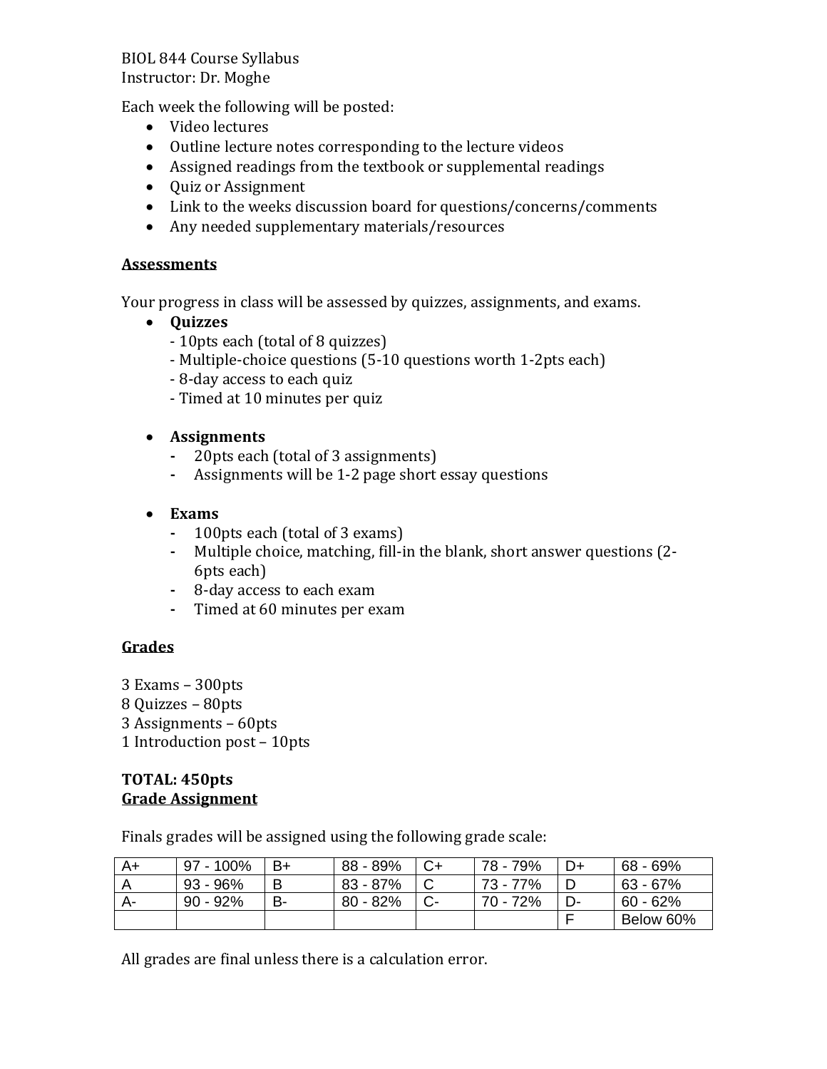BIOL 844 Course Syllabus
Instructor: Dr. Moghe

Each week the following will be posted:

- Video lectures
- Outline lecture notes corresponding to the lecture videos
- Assigned readings from the textbook or supplemental readings
- Quiz or Assignment
- Link to the weeks discussion board for questions/concerns/comments
- Any needed supplementary materials/resources

## Assessments

Your progress in class will be assessed by quizzes, assignments, and exams.

- **Quizzes**
  - 10pts each (total of 8 quizzes)
  - Multiple-choice questions (5-10 questions worth 1-2pts each)
  - 8-day access to each quiz
  - Timed at 10 minutes per quiz

- **Assignments**
  - 20pts each (total of 3 assignments)
  - Assignments will be 1-2 page short essay questions

- **Exams**
  - 100pts each (total of 3 exams)
  - Multiple choice, matching, fill-in the blank, short answer questions (2-6pts each)
  - 8-day access to each exam
  - Timed at 60 minutes per exam

## Grades

3 Exams – 300pts
8 Quizzes – 80pts
3 Assignments – 60pts
1 Introduction post – 10pts

**TOTAL: 450pts**

## Grade Assignment

Finals grades will be assigned using the following grade scale:

| | | | | | | | |
|---|---|---|---|---|---|---|---|
| A+ | 97 - 100% | B+ | 88 - 89% | C+ | 78 - 79% | D+ | 68 - 69% |
| A | 93 - 96% | B | 83 - 87% | C | 73 - 77% | D | 63 - 67% |
| A- | 90 - 92% | B- | 80 - 82% | C- | 70 - 72% | D- | 60 - 62% |
| | | | | | | F | Below 60% |

All grades are final unless there is a calculation error.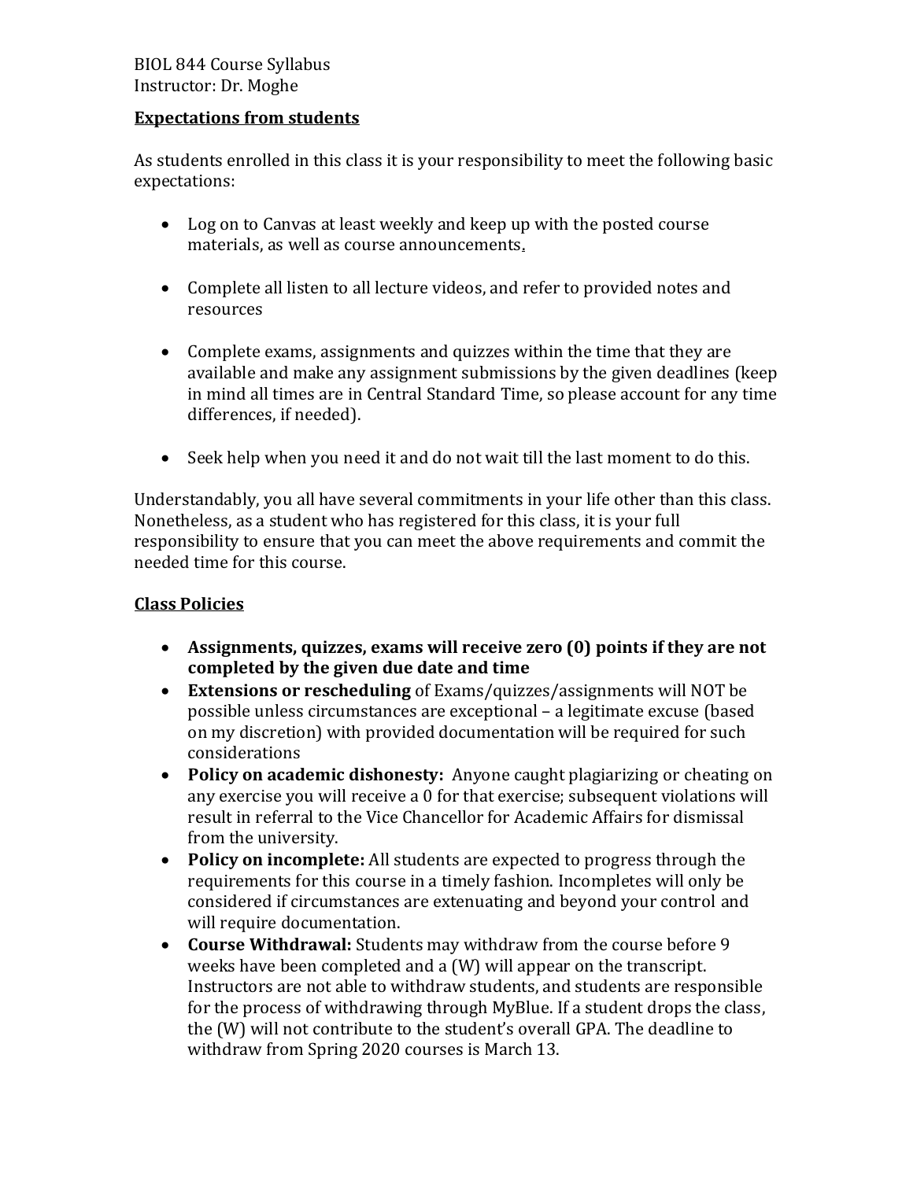BIOL 844 Course Syllabus
Instructor: Dr. Moghe

## Expectations from students

As students enrolled in this class it is your responsibility to meet the following basic expectations:

- Log on to Canvas at least weekly and keep up with the posted course materials, as well as course announcements.
- Complete all listen to all lecture videos, and refer to provided notes and resources
- Complete exams, assignments and quizzes within the time that they are available and make any assignment submissions by the given deadlines (keep in mind all times are in Central Standard Time, so please account for any time differences, if needed).
- Seek help when you need it and do not wait till the last moment to do this.

Understandably, you all have several commitments in your life other than this class. Nonetheless, as a student who has registered for this class, it is your full responsibility to ensure that you can meet the above requirements and commit the needed time for this course.

## Class Policies

- **Assignments, quizzes, exams will receive zero (0) points if they are not completed by the given due date and time**
- **Extensions or rescheduling** of Exams/quizzes/assignments will NOT be possible unless circumstances are exceptional – a legitimate excuse (based on my discretion) with provided documentation will be required for such considerations
- **Policy on academic dishonesty:** Anyone caught plagiarizing or cheating on any exercise you will receive a 0 for that exercise; subsequent violations will result in referral to the Vice Chancellor for Academic Affairs for dismissal from the university.
- **Policy on incomplete:** All students are expected to progress through the requirements for this course in a timely fashion. Incompletes will only be considered if circumstances are extenuating and beyond your control and will require documentation.
- **Course Withdrawal:** Students may withdraw from the course before 9 weeks have been completed and a (W) will appear on the transcript. Instructors are not able to withdraw students, and students are responsible for the process of withdrawing through MyBlue. If a student drops the class, the (W) will not contribute to the student's overall GPA. The deadline to withdraw from Spring 2020 courses is March 13.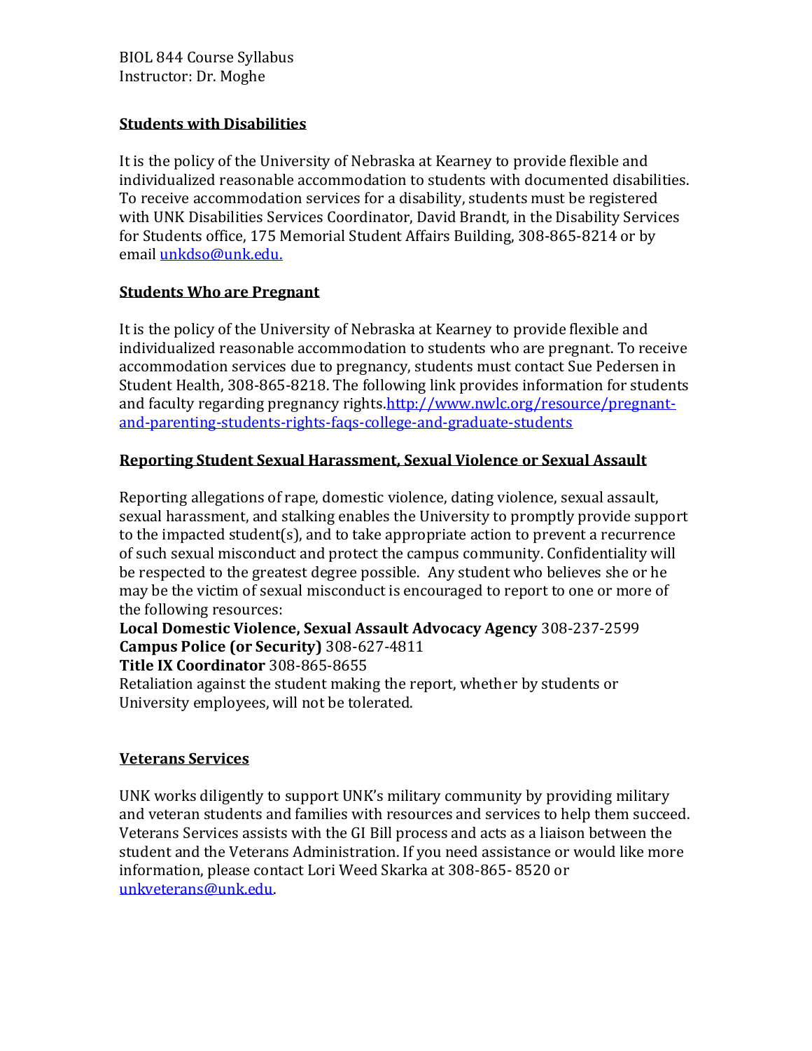## Students with Disabilities

It is the policy of the University of Nebraska at Kearney to provide flexible and individualized reasonable accommodation to students with documented disabilities. To receive accommodation services for a disability, students must be registered with UNK Disabilities Services Coordinator, David Brandt, in the Disability Services for Students office, 175 Memorial Student Affairs Building, 308-865-8214 or by email unkdso@unk.edu.

## Students Who are Pregnant

It is the policy of the University of Nebraska at Kearney to provide flexible and individualized reasonable accommodation to students who are pregnant. To receive accommodation services due to pregnancy, students must contact Sue Pedersen in Student Health, 308-865-8218. The following link provides information for students and faculty regarding pregnancy rights.http://www.nwlc.org/resource/pregnant-and-parenting-students-rights-faqs-college-and-graduate-students

## Reporting Student Sexual Harassment, Sexual Violence or Sexual Assault

Reporting allegations of rape, domestic violence, dating violence, sexual assault, sexual harassment, and stalking enables the University to promptly provide support to the impacted student(s), and to take appropriate action to prevent a recurrence of such sexual misconduct and protect the campus community. Confidentiality will be respected to the greatest degree possible. Any student who believes she or he may be the victim of sexual misconduct is encouraged to report to one or more of the following resources:

**Local Domestic Violence, Sexual Assault Advocacy Agency** 308-237-2599
**Campus Police (or Security)** 308-627-4811
**Title IX Coordinator** 308-865-8655
Retaliation against the student making the report, whether by students or University employees, will not be tolerated.

## Veterans Services

UNK works diligently to support UNK's military community by providing military and veteran students and families with resources and services to help them succeed. Veterans Services assists with the GI Bill process and acts as a liaison between the student and the Veterans Administration. If you need assistance or would like more information, please contact Lori Weed Skarka at 308-865- 8520 or unkveterans@unk.edu.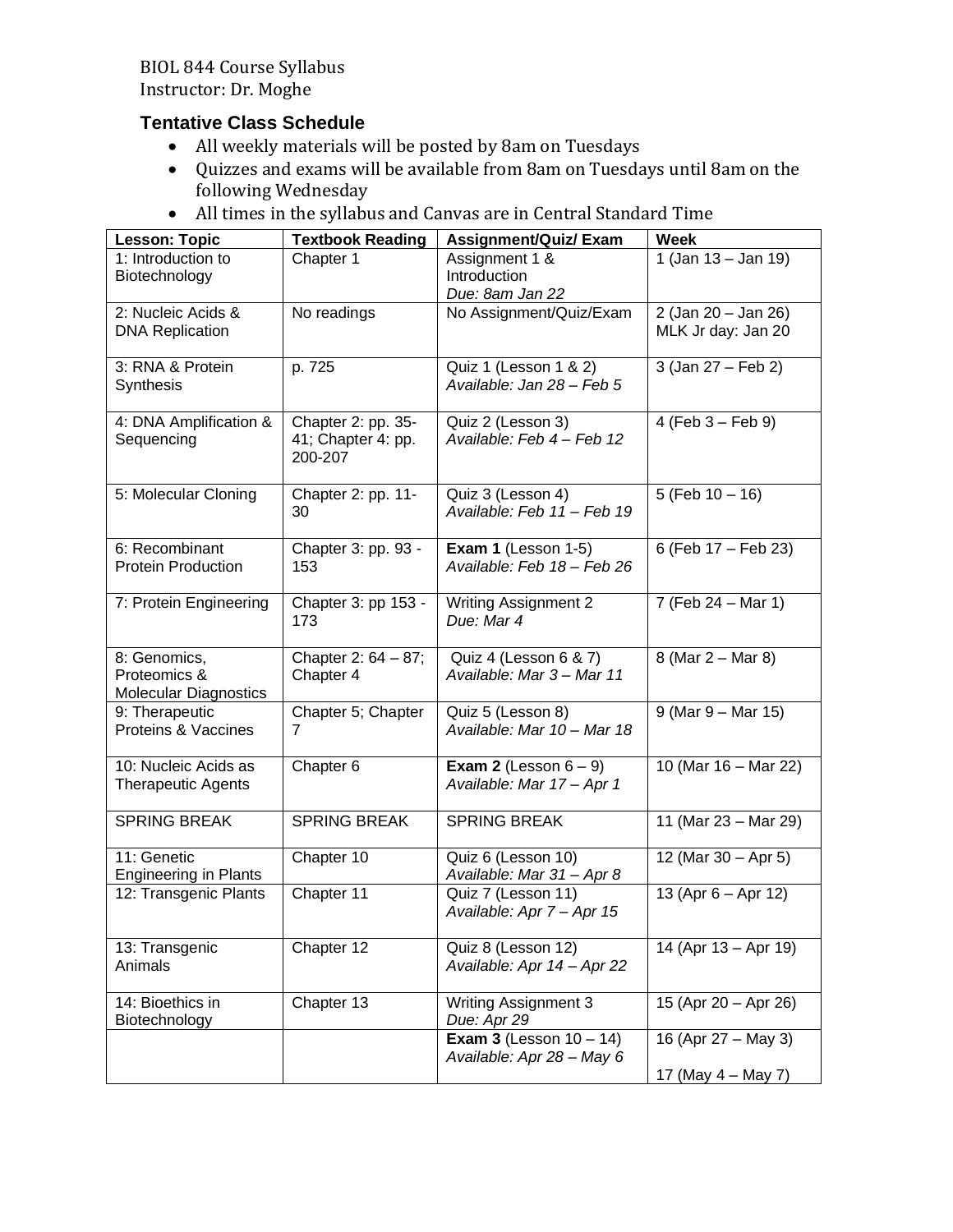BIOL 844 Course Syllabus
Instructor: Dr. Moghe

### Tentative Class Schedule

- All weekly materials will be posted by 8am on Tuesdays
- Quizzes and exams will be available from 8am on Tuesdays until 8am on the following Wednesday
- All times in the syllabus and Canvas are in Central Standard Time

| Lesson: Topic | Textbook Reading | Assignment/Quiz/ Exam | Week |
|---|---|---|---|
| 1: Introduction to Biotechnology | Chapter 1 | Assignment 1 & Introduction *Due: 8am Jan 22* | 1 (Jan 13 – Jan 19) |
| 2: Nucleic Acids & DNA Replication | No readings | No Assignment/Quiz/Exam | 2 (Jan 20 – Jan 26) MLK Jr day: Jan 20 |
| 3: RNA & Protein Synthesis | p. 725 | Quiz 1 (Lesson 1 & 2) *Available: Jan 28 – Feb 5* | 3 (Jan 27 – Feb 2) |
| 4: DNA Amplification & Sequencing | Chapter 2: pp. 35-41; Chapter 4: pp. 200-207 | Quiz 2 (Lesson 3) *Available: Feb 4 – Feb 12* | 4 (Feb 3 – Feb 9) |
| 5: Molecular Cloning | Chapter 2: pp. 11-30 | Quiz 3 (Lesson 4) *Available: Feb 11 – Feb 19* | 5 (Feb 10 – 16) |
| 6: Recombinant Protein Production | Chapter 3: pp. 93 - 153 | **Exam 1** (Lesson 1-5) *Available: Feb 18 – Feb 26* | 6 (Feb 17 – Feb 23) |
| 7: Protein Engineering | Chapter 3: pp 153 - 173 | Writing Assignment 2 *Due: Mar 4* | 7 (Feb 24 – Mar 1) |
| 8: Genomics, Proteomics & Molecular Diagnostics | Chapter 2: 64 – 87; Chapter 4 | Quiz 4 (Lesson 6 & 7) *Available: Mar 3 – Mar 11* | 8 (Mar 2 – Mar 8) |
| 9: Therapeutic Proteins & Vaccines | Chapter 5; Chapter 7 | Quiz 5 (Lesson 8) *Available: Mar 10 – Mar 18* | 9 (Mar 9 – Mar 15) |
| 10: Nucleic Acids as Therapeutic Agents | Chapter 6 | **Exam 2** (Lesson 6 – 9) *Available: Mar 17 – Apr 1* | 10 (Mar 16 – Mar 22) |
| SPRING BREAK | SPRING BREAK | SPRING BREAK | 11 (Mar 23 – Mar 29) |
| 11: Genetic Engineering in Plants | Chapter 10 | Quiz 6 (Lesson 10) *Available: Mar 31 – Apr 8* | 12 (Mar 30 – Apr 5) |
| 12: Transgenic Plants | Chapter 11 | Quiz 7 (Lesson 11) *Available: Apr 7 – Apr 15* | 13 (Apr 6 – Apr 12) |
| 13: Transgenic Animals | Chapter 12 | Quiz 8 (Lesson 12) *Available: Apr 14 – Apr 22* | 14 (Apr 13 – Apr 19) |
| 14: Bioethics in Biotechnology | Chapter 13 | Writing Assignment 3 *Due: Apr 29* | 15 (Apr 20 – Apr 26) |
| | | **Exam 3** (Lesson 10 – 14) *Available: Apr 28 – May 6* | 16 (Apr 27 – May 3) 17 (May 4 – May 7) |